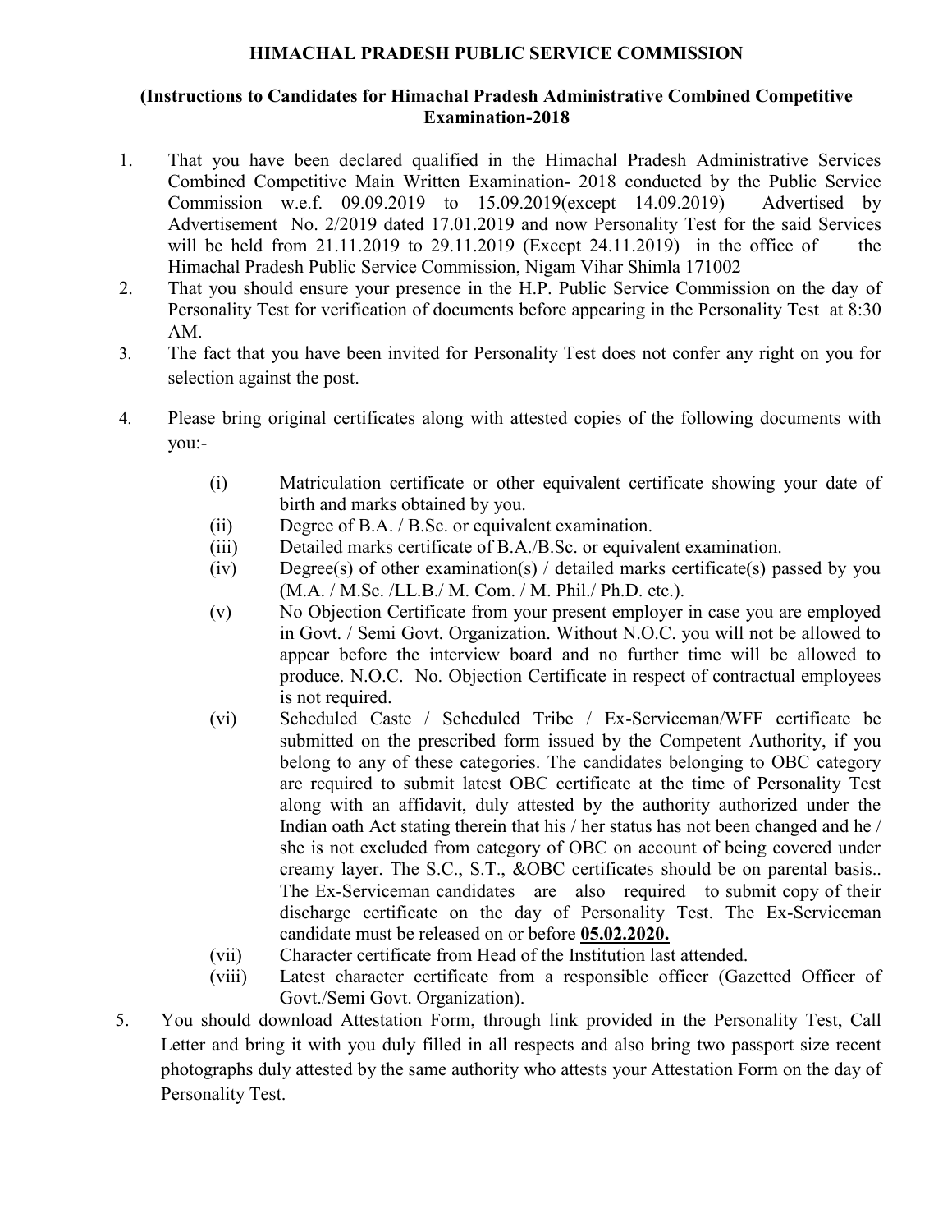# HIMACHAL PRADESH PUBLIC SERVICE COMMISSION

## (Instructions to Candidates for Himachal Pradesh Administrative Combined Competitive Examination-2018

1. That you have been declared qualified in the Himachal Pradesh Administrative Services Combined Competitive Main Written Examination- 2018 conducted by the Public Service Commission w.e.f. 09.09.2019 to 15.09.2019(except 14.09.2019) Advertised by Advertisement No. 2/2019 dated 17.01.2019 and now Personality Test for the said Services will be held from 21.11.2019 to 29.11.2019 (Except 24.11.2019) in the office of the Himachal Pradesh Public Service Commission, Nigam Vihar Shimla 171002
2. That you should ensure your presence in the H.P. Public Service Commission on the day of Personality Test for verification of documents before appearing in the Personality Test at 8:30 AM.
3. The fact that you have been invited for Personality Test does not confer any right on you for selection against the post.
4. Please bring original certificates along with attested copies of the following documents with you:-
   - (i) Matriculation certificate or other equivalent certificate showing your date of birth and marks obtained by you.
   - (ii) Degree of B.A. / B.Sc. or equivalent examination.
   - (iii) Detailed marks certificate of B.A./B.Sc. or equivalent examination.
   - (iv) Degree(s) of other examination(s) / detailed marks certificate(s) passed by you (M.A. / M.Sc. /LL.B./ M. Com. / M. Phil./ Ph.D. etc.).
   - (v) No Objection Certificate from your present employer in case you are employed in Govt. / Semi Govt. Organization. Without N.O.C. you will not be allowed to appear before the interview board and no further time will be allowed to produce. N.O.C. No. Objection Certificate in respect of contractual employees is not required.
   - (vi) Scheduled Caste / Scheduled Tribe / Ex-Serviceman/WFF certificate be submitted on the prescribed form issued by the Competent Authority, if you belong to any of these categories. The candidates belonging to OBC category are required to submit latest OBC certificate at the time of Personality Test along with an affidavit, duly attested by the authority authorized under the Indian oath Act stating therein that his / her status has not been changed and he / she is not excluded from category of OBC on account of being covered under creamy layer. The S.C., S.T., &OBC certificates should be on parental basis.. The Ex-Serviceman candidates are also required to submit copy of their discharge certificate on the day of Personality Test. The Ex-Serviceman candidate must be released on or before **05.02.2020.**
   - (vii) Character certificate from Head of the Institution last attended.
   - (viii) Latest character certificate from a responsible officer (Gazetted Officer of Govt./Semi Govt. Organization).
5. You should download Attestation Form, through link provided in the Personality Test, Call Letter and bring it with you duly filled in all respects and also bring two passport size recent photographs duly attested by the same authority who attests your Attestation Form on the day of Personality Test.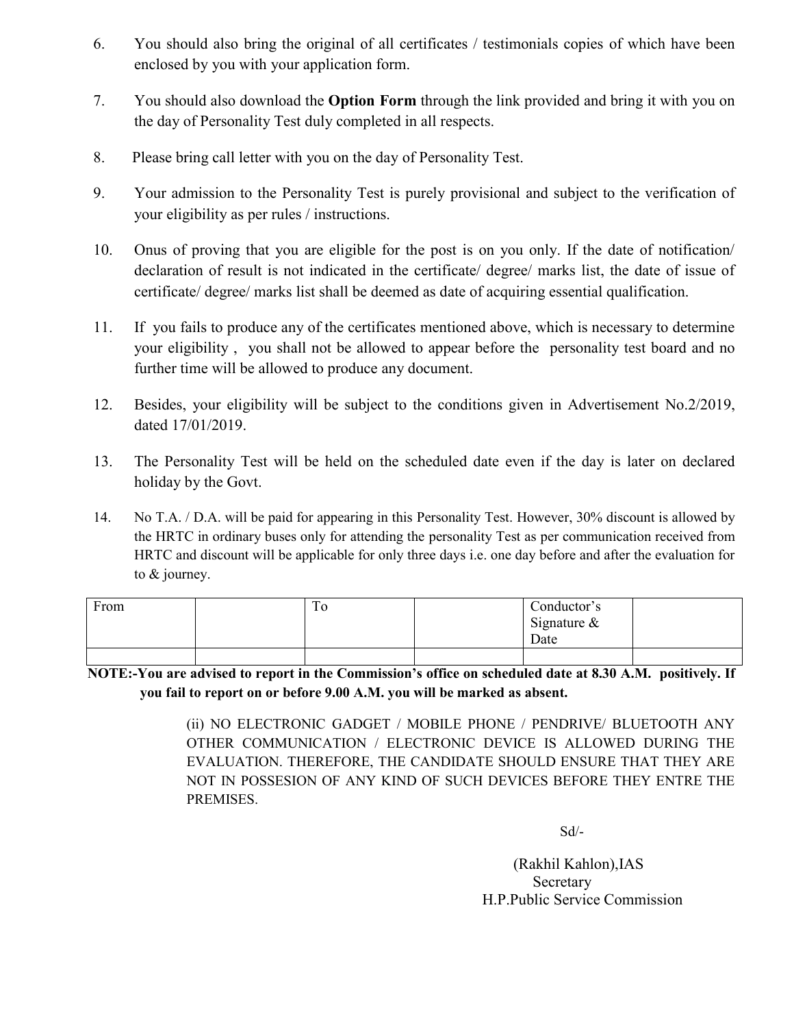6. You should also bring the original of all certificates / testimonials copies of which have been enclosed by you with your application form.

7. You should also download the **Option Form** through the link provided and bring it with you on the day of Personality Test duly completed in all respects.

8. Please bring call letter with you on the day of Personality Test.

9. Your admission to the Personality Test is purely provisional and subject to the verification of your eligibility as per rules / instructions.

10. Onus of proving that you are eligible for the post is on you only. If the date of notification/ declaration of result is not indicated in the certificate/ degree/ marks list, the date of issue of certificate/ degree/ marks list shall be deemed as date of acquiring essential qualification.

11. If you fails to produce any of the certificates mentioned above, which is necessary to determine your eligibility , you shall not be allowed to appear before the personality test board and no further time will be allowed to produce any document.

12. Besides, your eligibility will be subject to the conditions given in Advertisement No.2/2019, dated 17/01/2019.

13. The Personality Test will be held on the scheduled date even if the day is later on declared holiday by the Govt.

14. No T.A. / D.A. will be paid for appearing in this Personality Test. However, 30% discount is allowed by the HRTC in ordinary buses only for attending the personality Test as per communication received from HRTC and discount will be applicable for only three days i.e. one day before and after the evaluation for to & journey.

| From | | To | | Conductor's Signature & Date | |
|---|---|---|---|---|---|
| | | | | | |

**NOTE:-You are advised to report in the Commission's office on scheduled date at 8.30 A.M. positively. If you fail to report on or before 9.00 A.M. you will be marked as absent.**

(ii) NO ELECTRONIC GADGET / MOBILE PHONE / PENDRIVE/ BLUETOOTH ANY OTHER COMMUNICATION / ELECTRONIC DEVICE IS ALLOWED DURING THE EVALUATION. THEREFORE, THE CANDIDATE SHOULD ENSURE THAT THEY ARE NOT IN POSSESION OF ANY KIND OF SUCH DEVICES BEFORE THEY ENTRE THE PREMISES.

Sd/-

(Rakhil Kahlon),IAS
Secretary
H.P.Public Service Commission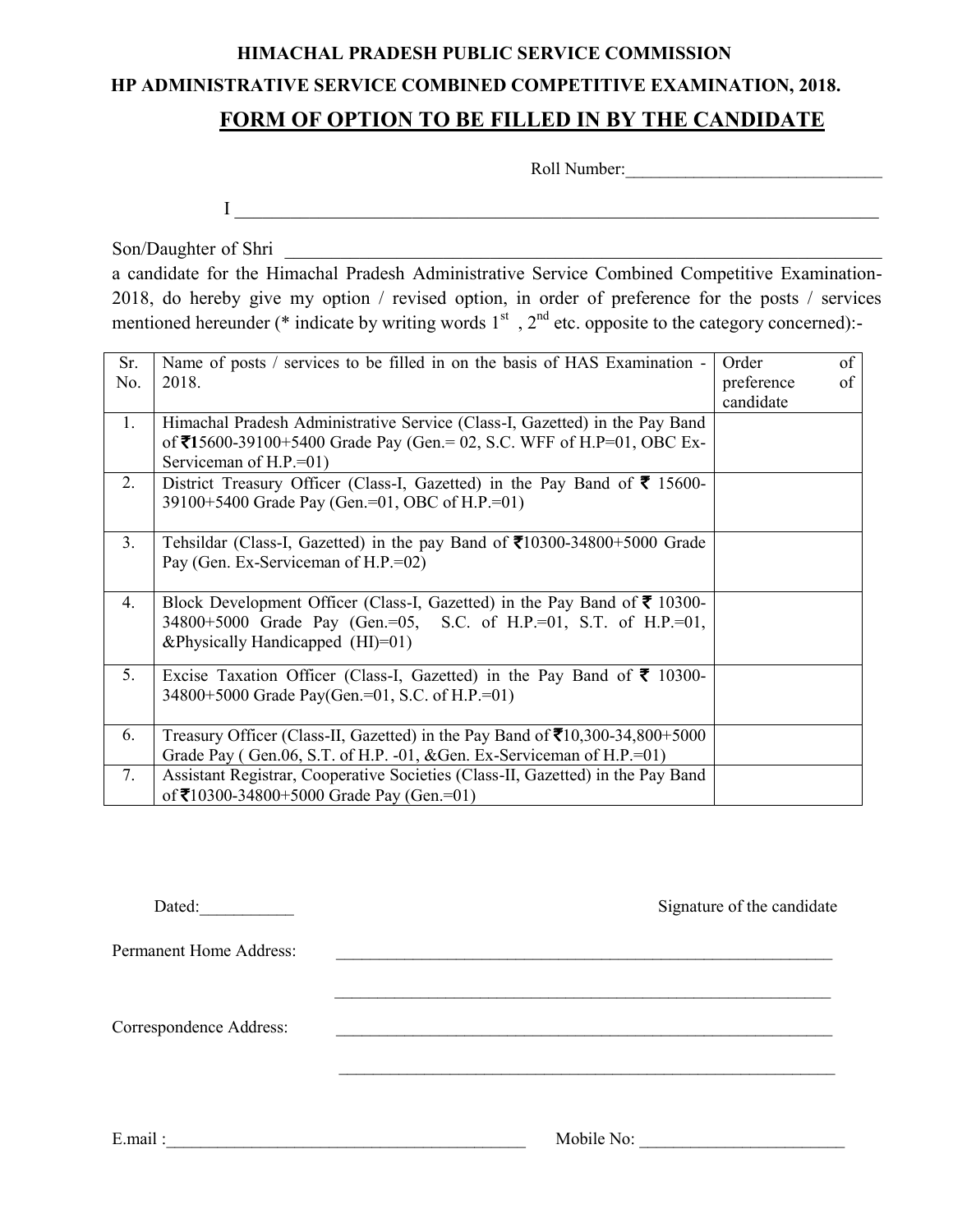**HIMACHAL PRADESH PUBLIC SERVICE COMMISSION**

**HP ADMINISTRATIVE SERVICE COMBINED COMPETITIVE EXAMINATION, 2018.**

## FORM OF OPTION TO BE FILLED IN BY THE CANDIDATE

Roll Number:______________________________

I ___________________________________________________________________________

Son/Daughter of Shri _________________________________________________________________

a candidate for the Himachal Pradesh Administrative Service Combined Competitive Examination-2018, do hereby give my option / revised option, in order of preference for the posts / services mentioned hereunder (* indicate by writing words 1st , 2nd etc. opposite to the category concerned):-

| Sr. No. | Name of posts / services to be filled in on the basis of HAS Examination - 2018. | Order of preference of candidate |
|---|---|---|
| 1. | Himachal Pradesh Administrative Service (Class-I, Gazetted) in the Pay Band of ₹15600-39100+5400 Grade Pay (Gen.= 02, S.C. WFF of H.P=01, OBC Ex-Serviceman of H.P.=01) | |
| 2. | District Treasury Officer (Class-I, Gazetted) in the Pay Band of ₹ 15600-39100+5400 Grade Pay (Gen.=01, OBC of H.P.=01) | |
| 3. | Tehsildar (Class-I, Gazetted) in the pay Band of ₹10300-34800+5000 Grade Pay (Gen. Ex-Serviceman of H.P.=02) | |
| 4. | Block Development Officer (Class-I, Gazetted) in the Pay Band of ₹ 10300-34800+5000 Grade Pay (Gen.=05, S.C. of H.P.=01, S.T. of H.P.=01, &Physically Handicapped (HI)=01) | |
| 5. | Excise Taxation Officer (Class-I, Gazetted) in the Pay Band of ₹ 10300-34800+5000 Grade Pay(Gen.=01, S.C. of H.P.=01) | |
| 6. | Treasury Officer (Class-II, Gazetted) in the Pay Band of ₹10,300-34,800+5000 Grade Pay ( Gen.06, S.T. of H.P. -01, &Gen. Ex-Serviceman of H.P.=01) | |
| 7. | Assistant Registrar, Cooperative Societies (Class-II, Gazetted) in the Pay Band of ₹10300-34800+5000 Grade Pay (Gen.=01) | |

Dated:___________

Signature of the candidate

Permanent Home Address: ______________________________________________________________

______________________________________________________________

Correspondence Address: ______________________________________________________________

______________________________________________________________

E.mail :___________________________________________ Mobile No: ________________________